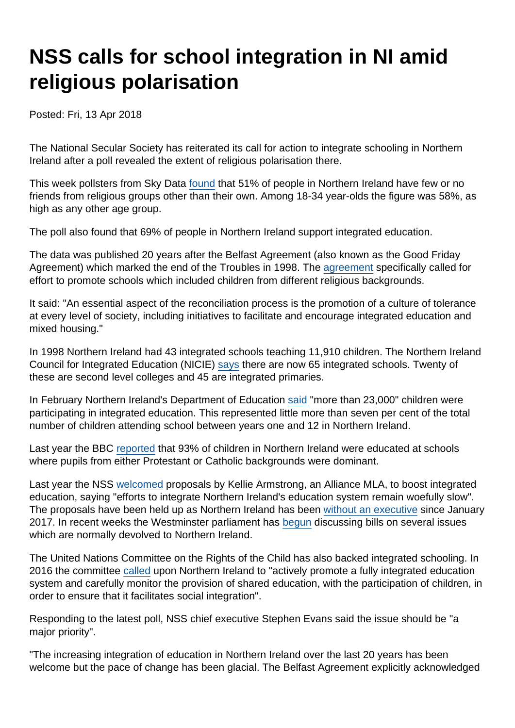# NSS calls for school integration in NI amid religious polarisation

Posted: Fri, 13 Apr 2018

The National Secular Society has reiterated its call for action to integrate schooling in Northern Ireland after a poll revealed the extent of religious polarisation there.

This week pollsters from Sky Data found that 51% of people in Northern Ireland have few or no friends from religious groups other than their own. Among 18-34 year-olds the figure was 58%, as high as any other age group.

The poll also found that 69% of people in Northern Ireland support integrated education.

The data was published 20 years after the Belfast Agreement (also known as the Good Friday Agreement) which marked the end of the Troubles in 1998. The agreement specifically called for effort to promote schools which included children from different religious backgrounds.

It said: "An essential aspect of the reconciliation process is the promotion of a culture of tolerance at every level of society, including initiatives to facilitate and encourage integrated education and mixed housing."

In 1998 Northern Ireland had 43 integrated schools teaching 11,910 children. The Northern Ireland Council for Integrated Education (NICIE) says there are now 65 integrated schools. Twenty of these are second level colleges and 45 are integrated primaries.

In February Northern Ireland's Department of Education said "more than 23,000" children were participating in integrated education. This represented little more than seven per cent of the total number of children attending school between years one and 12 in Northern Ireland.

Last year the BBC reported that 93% of children in Northern Ireland were educated at schools where pupils from either Protestant or Catholic backgrounds were dominant.

Last year the NSS welcomed proposals by Kellie Armstrong, an Alliance MLA, to boost integrated education, saying "efforts to integrate Northern Ireland's education system remain woefully slow". The proposals have been held up as Northern Ireland has been without an executive since January 2017. In recent weeks the Westminster parliament has begun discussing bills on several issues which are normally devolved to Northern Ireland.

The United Nations Committee on the Rights of the Child has also backed integrated schooling. In 2016 the committee called upon Northern Ireland to "actively promote a fully integrated education system and carefully monitor the provision of shared education, with the participation of children, in order to ensure that it facilitates social integration".

Responding to the latest poll, NSS chief executive Stephen Evans said the issue should be "a major priority".

"The increasing integration of education in Northern Ireland over the last 20 years has been welcome but the pace of change has been glacial. The Belfast Agreement explicitly acknowledged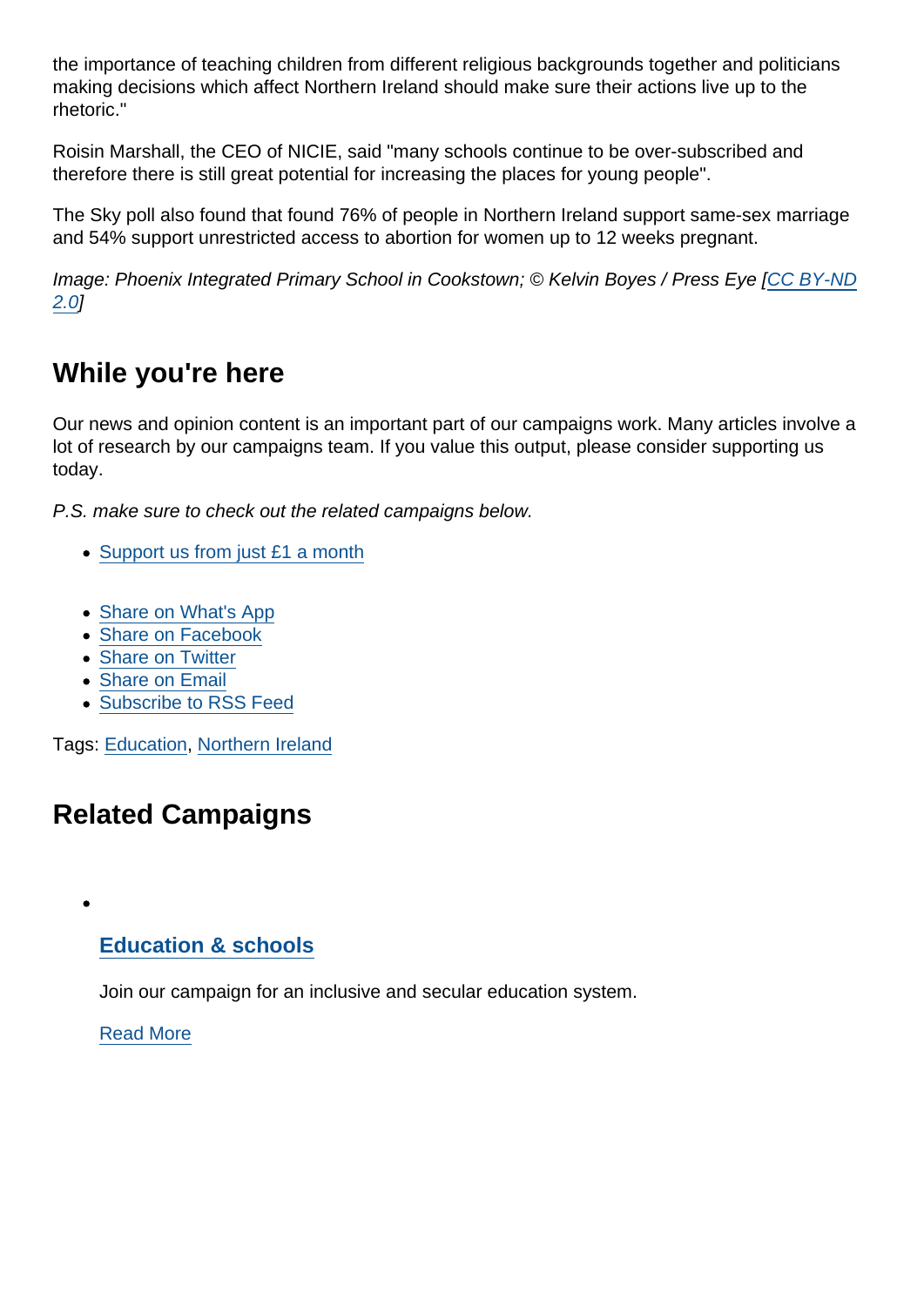the importance of teaching children from different religious backgrounds together and politicians making decisions which affect Northern Ireland should make sure their actions live up to the rhetoric."

Roisin Marshall, the CEO of NICIE, said "many schools continue to be over-subscribed and therefore there is still great potential for increasing the places for young people".

The Sky poll also found that found 76% of people in Northern Ireland support same-sex marriage and 54% support unrestricted access to abortion for women up to 12 weeks pregnant.

*Image: Phoenix Integrated Primary School in Cookstown; © Kelvin Boyes / Press Eye [CC BY-ND 2.0]*

## While you're here

Our news and opinion content is an important part of our campaigns work. Many articles involve a lot of research by our campaigns team. If you value this output, please consider supporting us today.

*P.S. make sure to check out the related campaigns below.*

- Support us from just £1 a month

- Share on What's App
- Share on Facebook
- Share on Twitter
- Share on Email
- Subscribe to RSS Feed

Tags: Education, Northern Ireland

## Related Campaigns

- ### Education & schools

  Join our campaign for an inclusive and secular education system.

  Read More